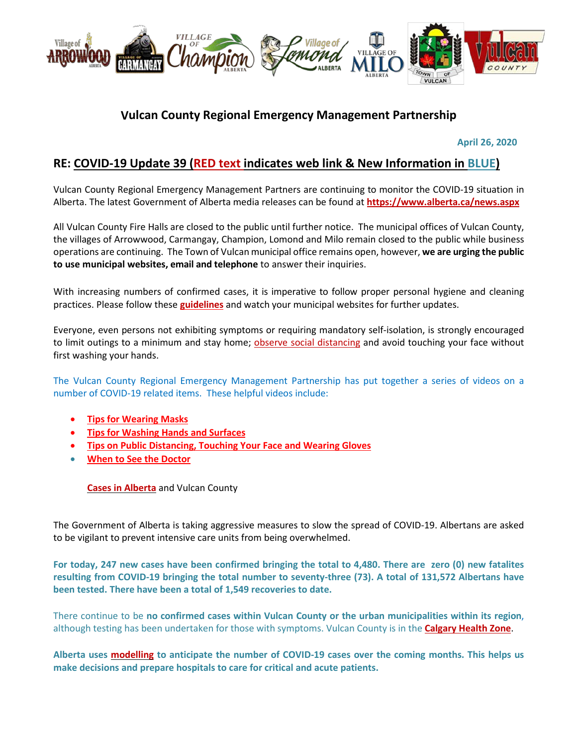# Vulcan County Regional Emergency Management Partnership

April 26, 2020

## RE: COVID-19 Update 39 (RED text indicates web link & New Information in BLUE)

Vulcan County Regional Emergency Management Partners are continuing to monitor the COVID-19 situation in Alberta. The latest Government of Alberta media releases can be found at **https://www.alberta.ca/news.aspx**

All Vulcan County Fire Halls are closed to the public until further notice. The municipal offices of Vulcan County, the villages of Arrowwood, Carmangay, Champion, Lomond and Milo remain closed to the public while business operations are continuing. The Town of Vulcan municipal office remains open, however, **we are urging the public to use municipal websites, email and telephone** to answer their inquiries.

With increasing numbers of confirmed cases, it is imperative to follow proper personal hygiene and cleaning practices. Please follow these **guidelines** and watch your municipal websites for further updates.

Everyone, even persons not exhibiting symptoms or requiring mandatory self-isolation, is strongly encouraged to limit outings to a minimum and stay home; observe social distancing and avoid touching your face without first washing your hands.

The Vulcan County Regional Emergency Management Partnership has put together a series of videos on a number of COVID-19 related items. These helpful videos include:

- **Tips for Wearing Masks**
- **Tips for Washing Hands and Surfaces**
- **Tips on Public Distancing, Touching Your Face and Wearing Gloves**
- **When to See the Doctor**

**Cases in Alberta** and Vulcan County

The Government of Alberta is taking aggressive measures to slow the spread of COVID-19. Albertans are asked to be vigilant to prevent intensive care units from being overwhelmed.

**For today, 247 new cases have been confirmed bringing the total to 4,480. There are zero (0) new fatalites resulting from COVID-19 bringing the total number to seventy-three (73). A total of 131,572 Albertans have been tested. There have been a total of 1,549 recoveries to date.**

There continue to be **no confirmed cases within Vulcan County or the urban municipalities within its region**, although testing has been undertaken for those with symptoms. Vulcan County is in the **Calgary Health Zone**.

**Alberta uses modelling to anticipate the number of COVID-19 cases over the coming months. This helps us make decisions and prepare hospitals to care for critical and acute patients.**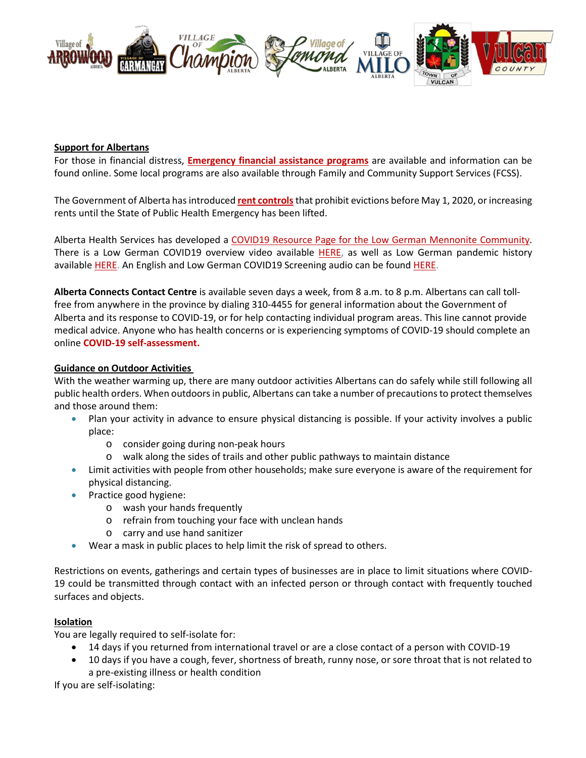**Support for Albertans**

For those in financial distress, **Emergency financial assistance programs** are available and information can be found online. Some local programs are also available through Family and Community Support Services (FCSS).

The Government of Alberta has introduced **rent controls** that prohibit evictions before May 1, 2020, or increasing rents until the State of Public Health Emergency has been lifted.

Alberta Health Services has developed a COVID19 Resource Page for the Low German Mennonite Community. There is a Low German COVID19 overview video available HERE, as well as Low German pandemic history available HERE. An English and Low German COVID19 Screening audio can be found HERE.

**Alberta Connects Contact Centre** is available seven days a week, from 8 a.m. to 8 p.m. Albertans can call toll-free from anywhere in the province by dialing 310-4455 for general information about the Government of Alberta and its response to COVID-19, or for help contacting individual program areas. This line cannot provide medical advice. Anyone who has health concerns or is experiencing symptoms of COVID-19 should complete an online **COVID-19 self-assessment.**

**Guidance on Outdoor Activities**

With the weather warming up, there are many outdoor activities Albertans can do safely while still following all public health orders. When outdoors in public, Albertans can take a number of precautions to protect themselves and those around them:

- Plan your activity in advance to ensure physical distancing is possible. If your activity involves a public place:
  - consider going during non-peak hours
  - walk along the sides of trails and other public pathways to maintain distance
- Limit activities with people from other households; make sure everyone is aware of the requirement for physical distancing.
- Practice good hygiene:
  - wash your hands frequently
  - refrain from touching your face with unclean hands
  - carry and use hand sanitizer
- Wear a mask in public places to help limit the risk of spread to others.

Restrictions on events, gatherings and certain types of businesses are in place to limit situations where COVID-19 could be transmitted through contact with an infected person or through contact with frequently touched surfaces and objects.

**Isolation**

You are legally required to self-isolate for:

- 14 days if you returned from international travel or are a close contact of a person with COVID-19
- 10 days if you have a cough, fever, shortness of breath, runny nose, or sore throat that is not related to a pre-existing illness or health condition

If you are self-isolating: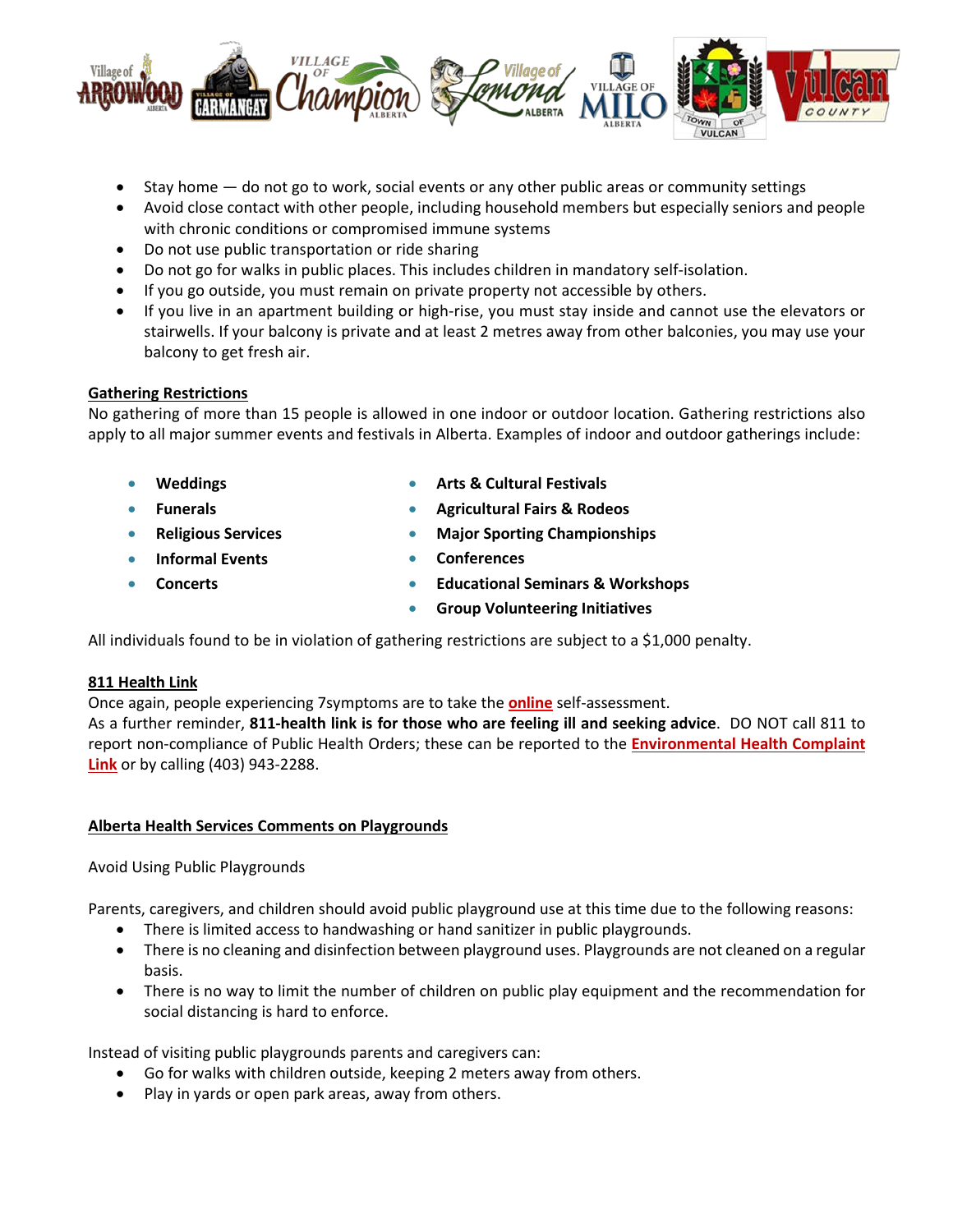- Stay home — do not go to work, social events or any other public areas or community settings
- Avoid close contact with other people, including household members but especially seniors and people with chronic conditions or compromised immune systems
- Do not use public transportation or ride sharing
- Do not go for walks in public places. This includes children in mandatory self-isolation.
- If you go outside, you must remain on private property not accessible by others.
- If you live in an apartment building or high-rise, you must stay inside and cannot use the elevators or stairwells. If your balcony is private and at least 2 metres away from other balconies, you may use your balcony to get fresh air.

**Gathering Restrictions**

No gathering of more than 15 people is allowed in one indoor or outdoor location. Gathering restrictions also apply to all major summer events and festivals in Alberta. Examples of indoor and outdoor gatherings include:

- **Weddings**
- **Funerals**
- **Religious Services**
- **Informal Events**
- **Concerts**
- **Arts & Cultural Festivals**
- **Agricultural Fairs & Rodeos**
- **Major Sporting Championships**
- **Conferences**
- **Educational Seminars & Workshops**
- **Group Volunteering Initiatives**

All individuals found to be in violation of gathering restrictions are subject to a $1,000 penalty.

**811 Health Link**

Once again, people experiencing 7symptoms are to take the **online** self-assessment.
As a further reminder, **811-health link is for those who are feeling ill and seeking advice**. DO NOT call 811 to report non-compliance of Public Health Orders; these can be reported to the **Environmental Health Complaint Link** or by calling (403) 943-2288.

**Alberta Health Services Comments on Playgrounds**

Avoid Using Public Playgrounds

Parents, caregivers, and children should avoid public playground use at this time due to the following reasons:

- There is limited access to handwashing or hand sanitizer in public playgrounds.
- There is no cleaning and disinfection between playground uses. Playgrounds are not cleaned on a regular basis.
- There is no way to limit the number of children on public play equipment and the recommendation for social distancing is hard to enforce.

Instead of visiting public playgrounds parents and caregivers can:

- Go for walks with children outside, keeping 2 meters away from others.
- Play in yards or open park areas, away from others.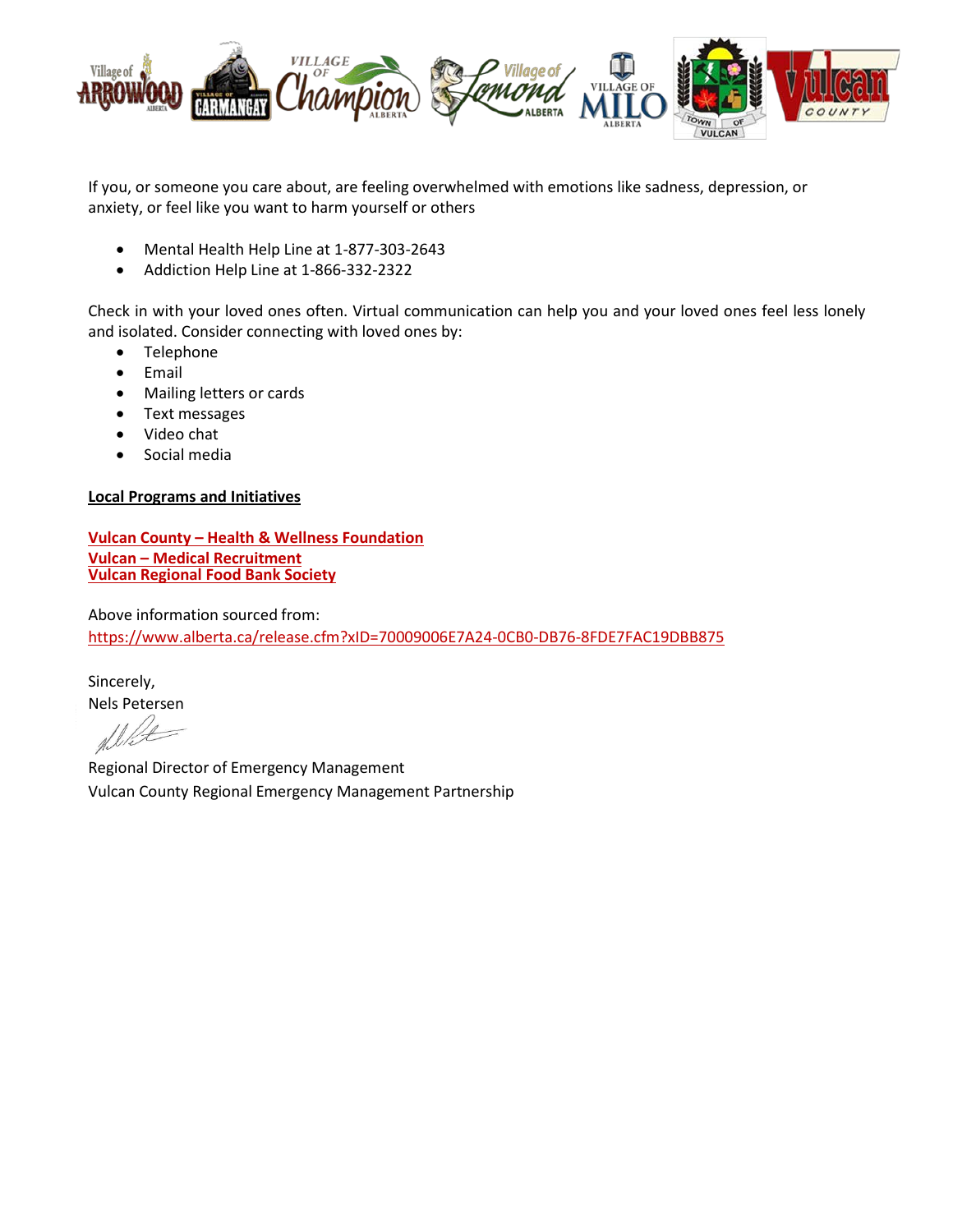If you, or someone you care about, are feeling overwhelmed with emotions like sadness, depression, or anxiety, or feel like you want to harm yourself or others

- Mental Health Help Line at 1-877-303-2643
- Addiction Help Line at 1-866-332-2322

Check in with your loved ones often. Virtual communication can help you and your loved ones feel less lonely and isolated. Consider connecting with loved ones by:

- Telephone
- Email
- Mailing letters or cards
- Text messages
- Video chat
- Social media

**Local Programs and Initiatives**

**Vulcan County – Health & Wellness Foundation**
**Vulcan – Medical Recruitment**
**Vulcan Regional Food Bank Society**

Above information sourced from:
https://www.alberta.ca/release.cfm?xID=70009006E7A24-0CB0-DB76-8FDE7FAC19DBB875

Sincerely,
Nels Petersen

Regional Director of Emergency Management
Vulcan County Regional Emergency Management Partnership